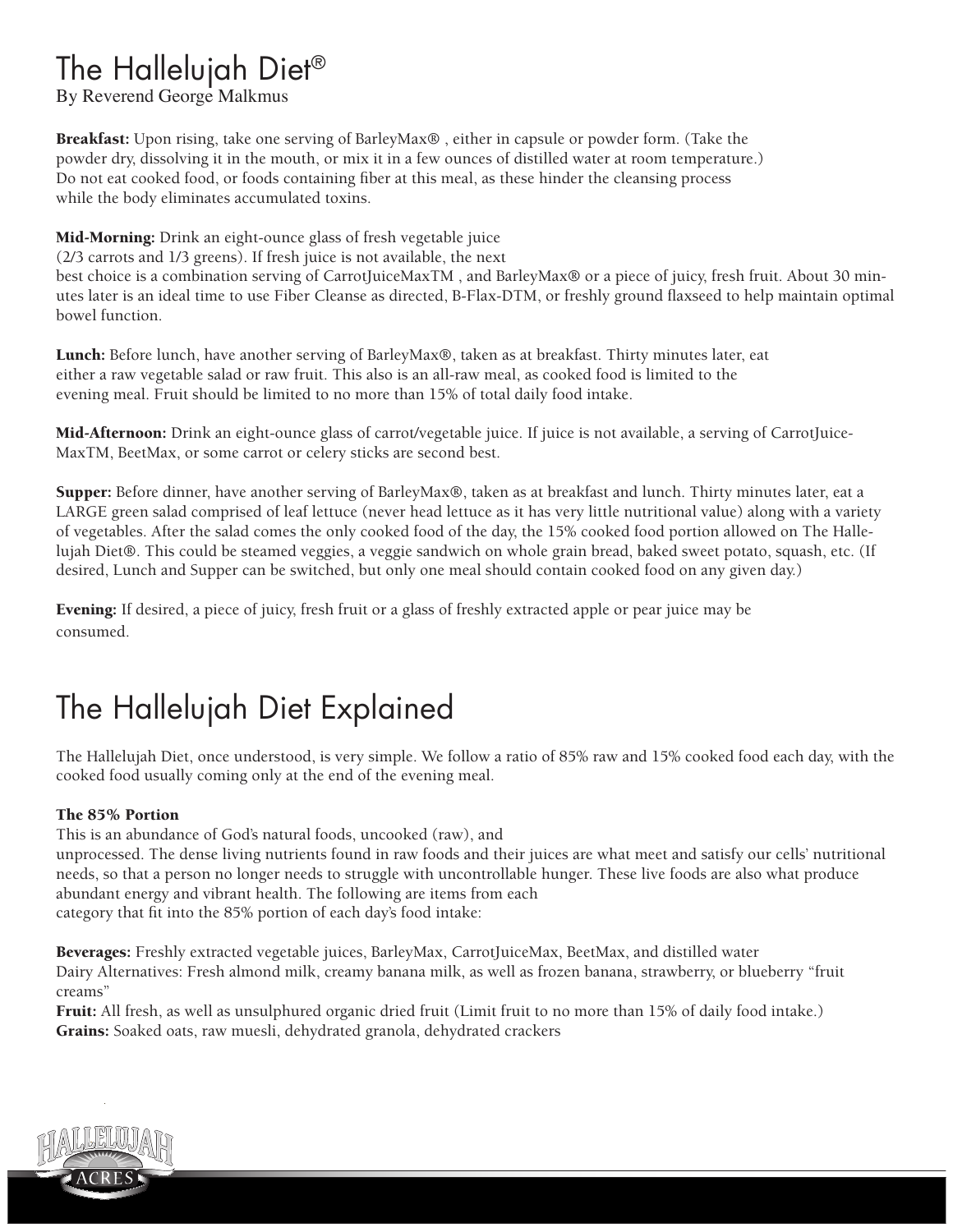# The Hallelujah Diet®

By Reverend George Malkmus

**Breakfast:** Upon rising, take one serving of BarleyMax® , either in capsule or powder form. (Take the powder dry, dissolving it in the mouth, or mix it in a few ounces of distilled water at room temperature.) Do not eat cooked food, or foods containing fiber at this meal, as these hinder the cleansing process while the body eliminates accumulated toxins.

**Mid-Morning:** Drink an eight-ounce glass of fresh vegetable juice (2/3 carrots and 1/3 greens). If fresh juice is not available, the next best choice is a combination serving of CarrotJuiceMaxTM , and BarleyMax® or a piece of juicy, fresh fruit. About 30 minutes later is an ideal time to use Fiber Cleanse as directed, B-Flax-DTM, or freshly ground flaxseed to help maintain optimal bowel function.

**Lunch:** Before lunch, have another serving of BarleyMax®, taken as at breakfast. Thirty minutes later, eat either a raw vegetable salad or raw fruit. This also is an all-raw meal, as cooked food is limited to the evening meal. Fruit should be limited to no more than 15% of total daily food intake.

**Mid-Afternoon:** Drink an eight-ounce glass of carrot/vegetable juice. If juice is not available, a serving of CarrotJuice-MaxTM, BeetMax, or some carrot or celery sticks are second best.

**Supper:** Before dinner, have another serving of BarleyMax®, taken as at breakfast and lunch. Thirty minutes later, eat a LARGE green salad comprised of leaf lettuce (never head lettuce as it has very little nutritional value) along with a variety of vegetables. After the salad comes the only cooked food of the day, the 15% cooked food portion allowed on The Hallelujah Diet®. This could be steamed veggies, a veggie sandwich on whole grain bread, baked sweet potato, squash, etc. (If desired, Lunch and Supper can be switched, but only one meal should contain cooked food on any given day.)

**Evening:** If desired, a piece of juicy, fresh fruit or a glass of freshly extracted apple or pear juice may be consumed.

# The Hallelujah Diet Explained

The Hallelujah Diet, once understood, is very simple. We follow a ratio of 85% raw and 15% cooked food each day, with the cooked food usually coming only at the end of the evening meal.

### The 85% Portion

This is an abundance of God's natural foods, uncooked (raw), and unprocessed. The dense living nutrients found in raw foods and their juices are what meet and satisfy our cells' nutritional needs, so that a person no longer needs to struggle with uncontrollable hunger. These live foods are also what produce abundant energy and vibrant health. The following are items from each category that fit into the 85% portion of each day's food intake:

**Beverages:** Freshly extracted vegetable juices, BarleyMax, CarrotJuiceMax, BeetMax, and distilled water
Dairy Alternatives: Fresh almond milk, creamy banana milk, as well as frozen banana, strawberry, or blueberry "fruit creams"
**Fruit:** All fresh, as well as unsulphured organic dried fruit (Limit fruit to no more than 15% of daily food intake.)
**Grains:** Soaked oats, raw muesli, dehydrated granola, dehydrated crackers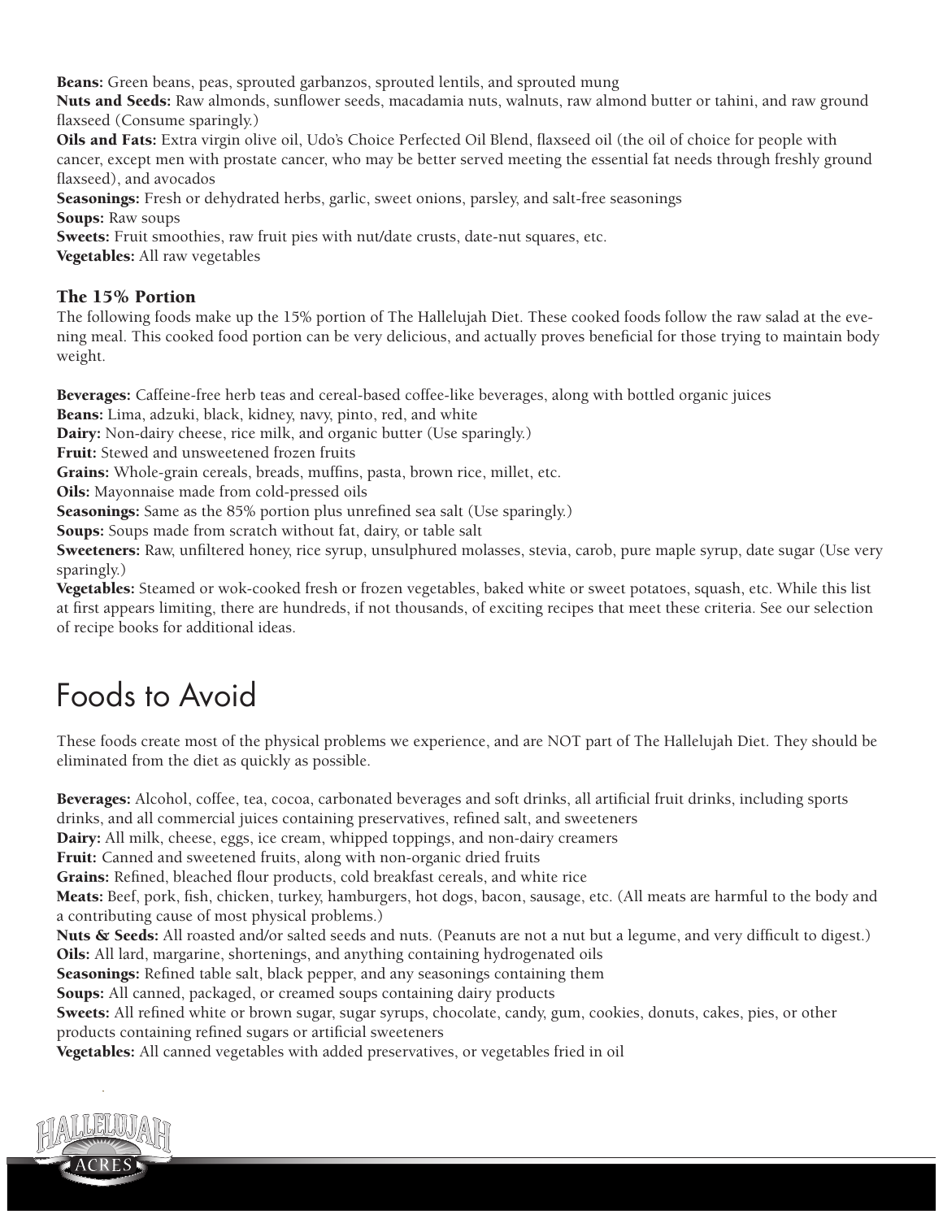**Beans:** Green beans, peas, sprouted garbanzos, sprouted lentils, and sprouted mung

**Nuts and Seeds:** Raw almonds, sunflower seeds, macadamia nuts, walnuts, raw almond butter or tahini, and raw ground flaxseed (Consume sparingly.)

**Oils and Fats:** Extra virgin olive oil, Udo's Choice Perfected Oil Blend, flaxseed oil (the oil of choice for people with cancer, except men with prostate cancer, who may be better served meeting the essential fat needs through freshly ground flaxseed), and avocados

**Seasonings:** Fresh or dehydrated herbs, garlic, sweet onions, parsley, and salt-free seasonings

**Soups:** Raw soups

**Sweets:** Fruit smoothies, raw fruit pies with nut/date crusts, date-nut squares, etc.

**Vegetables:** All raw vegetables

### The 15% Portion

The following foods make up the 15% portion of The Hallelujah Diet. These cooked foods follow the raw salad at the evening meal. This cooked food portion can be very delicious, and actually proves beneficial for those trying to maintain body weight.

**Beverages:** Caffeine-free herb teas and cereal-based coffee-like beverages, along with bottled organic juices

**Beans:** Lima, adzuki, black, kidney, navy, pinto, red, and white

**Dairy:** Non-dairy cheese, rice milk, and organic butter (Use sparingly.)

**Fruit:** Stewed and unsweetened frozen fruits

**Grains:** Whole-grain cereals, breads, muffins, pasta, brown rice, millet, etc.

**Oils:** Mayonnaise made from cold-pressed oils

**Seasonings:** Same as the 85% portion plus unrefined sea salt (Use sparingly.)

**Soups:** Soups made from scratch without fat, dairy, or table salt

**Sweeteners:** Raw, unfiltered honey, rice syrup, unsulphured molasses, stevia, carob, pure maple syrup, date sugar (Use very sparingly.)

**Vegetables:** Steamed or wok-cooked fresh or frozen vegetables, baked white or sweet potatoes, squash, etc. While this list at first appears limiting, there are hundreds, if not thousands, of exciting recipes that meet these criteria. See our selection of recipe books for additional ideas.

## Foods to Avoid

These foods create most of the physical problems we experience, and are NOT part of The Hallelujah Diet. They should be eliminated from the diet as quickly as possible.

**Beverages:** Alcohol, coffee, tea, cocoa, carbonated beverages and soft drinks, all artificial fruit drinks, including sports drinks, and all commercial juices containing preservatives, refined salt, and sweeteners

**Dairy:** All milk, cheese, eggs, ice cream, whipped toppings, and non-dairy creamers

**Fruit:** Canned and sweetened fruits, along with non-organic dried fruits

**Grains:** Refined, bleached flour products, cold breakfast cereals, and white rice

**Meats:** Beef, pork, fish, chicken, turkey, hamburgers, hot dogs, bacon, sausage, etc. (All meats are harmful to the body and a contributing cause of most physical problems.)

**Nuts & Seeds:** All roasted and/or salted seeds and nuts. (Peanuts are not a nut but a legume, and very difficult to digest.)

**Oils:** All lard, margarine, shortenings, and anything containing hydrogenated oils

**Seasonings:** Refined table salt, black pepper, and any seasonings containing them

**Soups:** All canned, packaged, or creamed soups containing dairy products

**Sweets:** All refined white or brown sugar, sugar syrups, chocolate, candy, gum, cookies, donuts, cakes, pies, or other products containing refined sugars or artificial sweeteners

**Vegetables:** All canned vegetables with added preservatives, or vegetables fried in oil